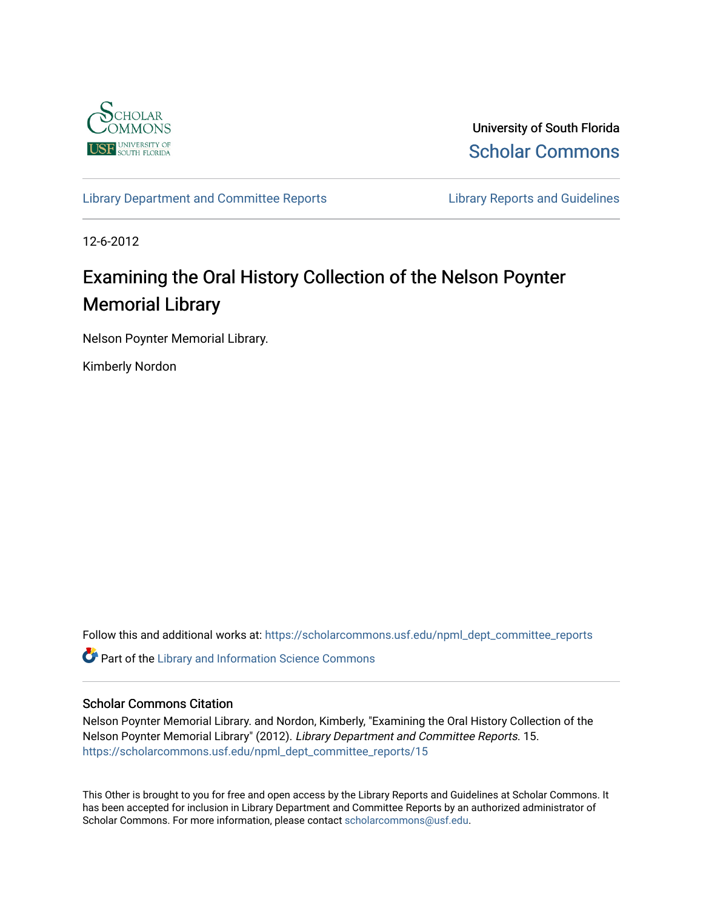University of South Florida
Scholar Commons

Library Department and Committee Reports

Library Reports and Guidelines

12-6-2012

# Examining the Oral History Collection of the Nelson Poynter Memorial Library

Nelson Poynter Memorial Library.

Kimberly Nordon

Follow this and additional works at: https://scholarcommons.usf.edu/npml_dept_committee_reports

Part of the Library and Information Science Commons

## Scholar Commons Citation

Nelson Poynter Memorial Library. and Nordon, Kimberly, "Examining the Oral History Collection of the Nelson Poynter Memorial Library" (2012). *Library Department and Committee Reports*. 15. https://scholarcommons.usf.edu/npml_dept_committee_reports/15

This Other is brought to you for free and open access by the Library Reports and Guidelines at Scholar Commons. It has been accepted for inclusion in Library Department and Committee Reports by an authorized administrator of Scholar Commons. For more information, please contact scholarcommons@usf.edu.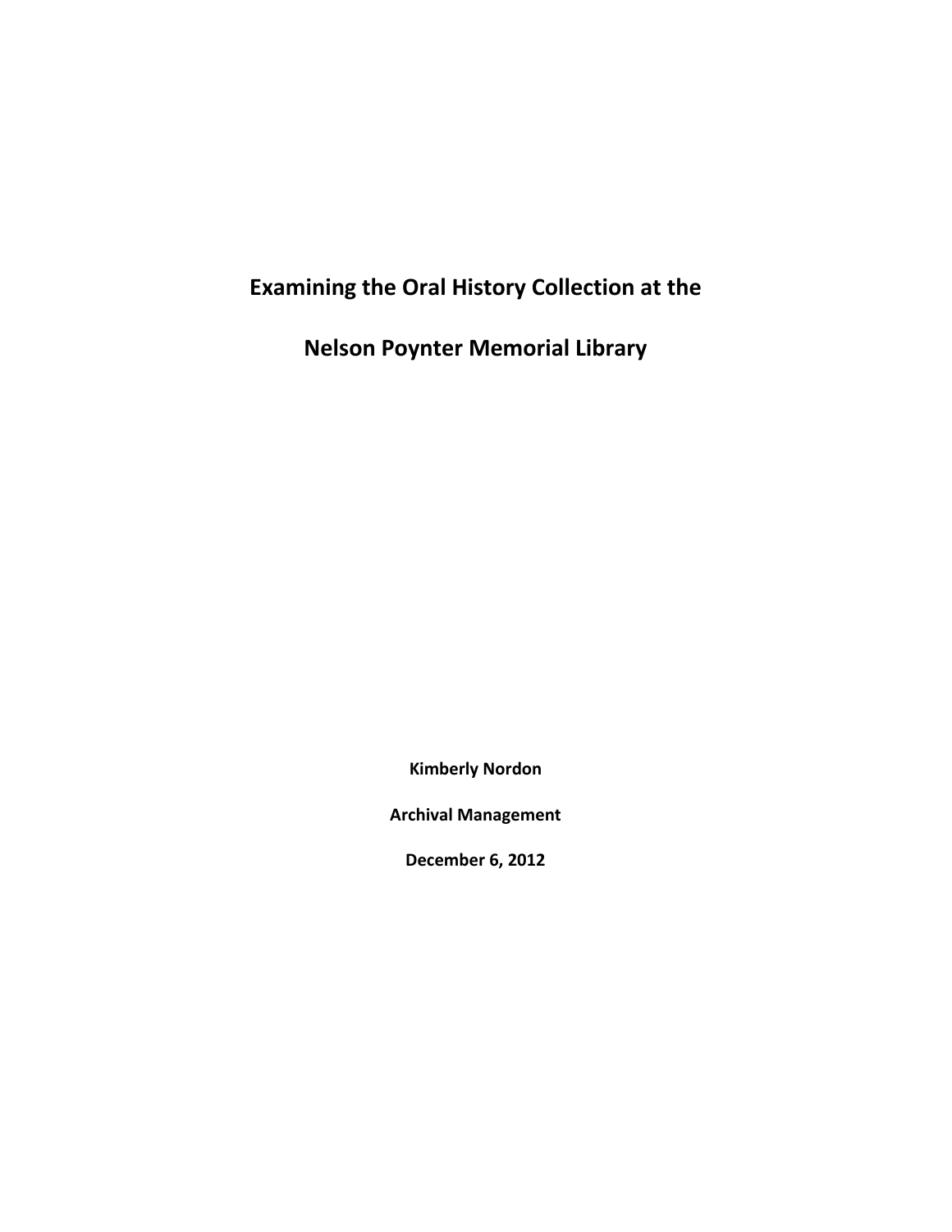# Examining the Oral History Collection at the Nelson Poynter Memorial Library

**Kimberly Nordon**

**Archival Management**

**December 6, 2012**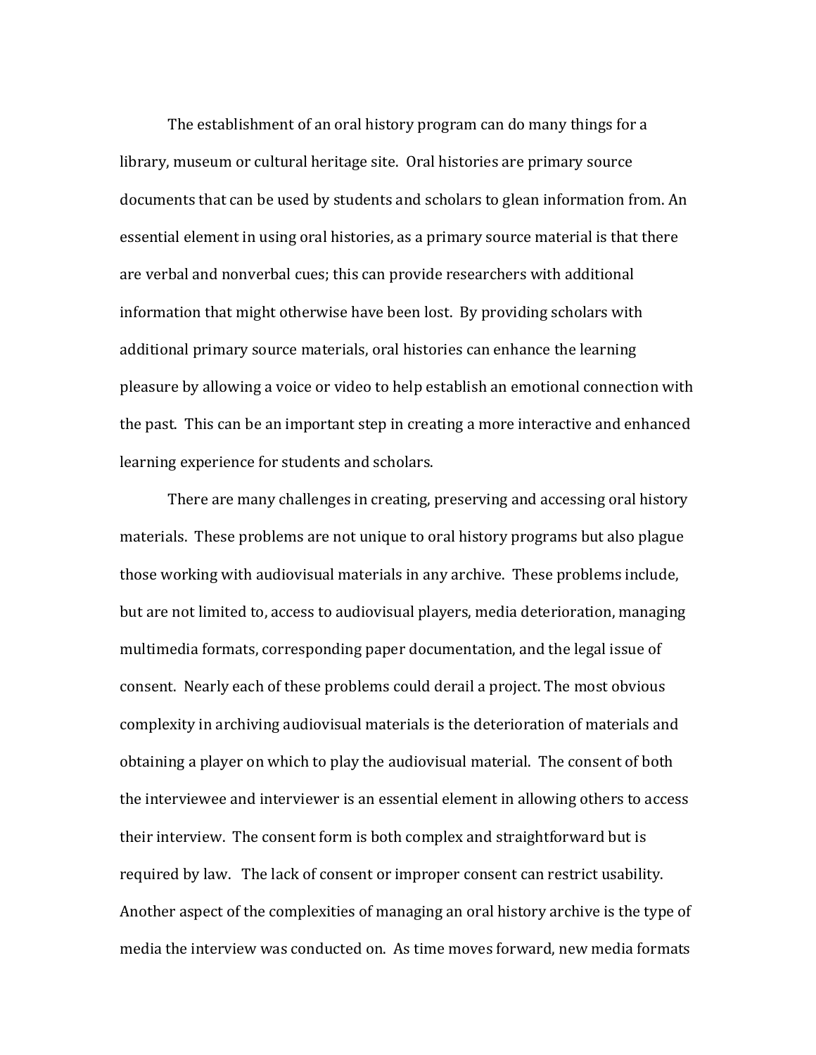The establishment of an oral history program can do many things for a library, museum or cultural heritage site. Oral histories are primary source documents that can be used by students and scholars to glean information from. An essential element in using oral histories, as a primary source material is that there are verbal and nonverbal cues; this can provide researchers with additional information that might otherwise have been lost. By providing scholars with additional primary source materials, oral histories can enhance the learning pleasure by allowing a voice or video to help establish an emotional connection with the past. This can be an important step in creating a more interactive and enhanced learning experience for students and scholars.

There are many challenges in creating, preserving and accessing oral history materials. These problems are not unique to oral history programs but also plague those working with audiovisual materials in any archive. These problems include, but are not limited to, access to audiovisual players, media deterioration, managing multimedia formats, corresponding paper documentation, and the legal issue of consent. Nearly each of these problems could derail a project. The most obvious complexity in archiving audiovisual materials is the deterioration of materials and obtaining a player on which to play the audiovisual material. The consent of both the interviewee and interviewer is an essential element in allowing others to access their interview. The consent form is both complex and straightforward but is required by law. The lack of consent or improper consent can restrict usability. Another aspect of the complexities of managing an oral history archive is the type of media the interview was conducted on. As time moves forward, new media formats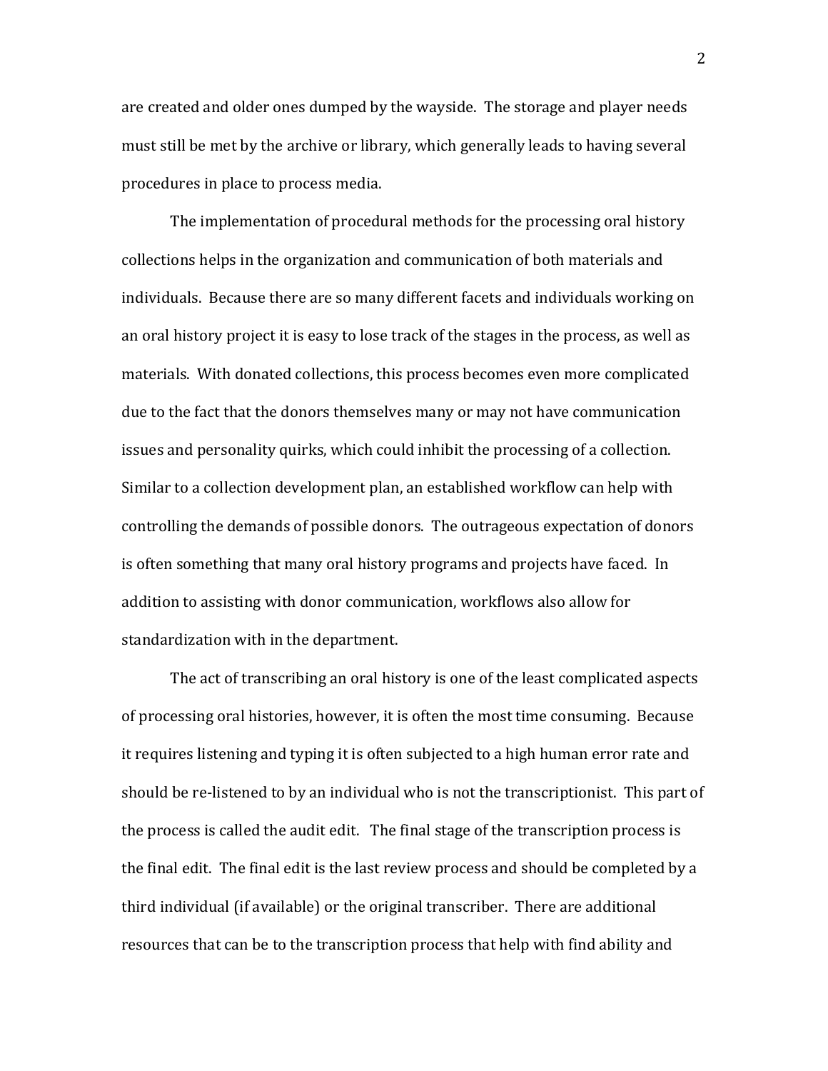are created and older ones dumped by the wayside. The storage and player needs must still be met by the archive or library, which generally leads to having several procedures in place to process media.

The implementation of procedural methods for the processing oral history collections helps in the organization and communication of both materials and individuals. Because there are so many different facets and individuals working on an oral history project it is easy to lose track of the stages in the process, as well as materials. With donated collections, this process becomes even more complicated due to the fact that the donors themselves many or may not have communication issues and personality quirks, which could inhibit the processing of a collection. Similar to a collection development plan, an established workflow can help with controlling the demands of possible donors. The outrageous expectation of donors is often something that many oral history programs and projects have faced. In addition to assisting with donor communication, workflows also allow for standardization with in the department.

The act of transcribing an oral history is one of the least complicated aspects of processing oral histories, however, it is often the most time consuming. Because it requires listening and typing it is often subjected to a high human error rate and should be re-listened to by an individual who is not the transcriptionist. This part of the process is called the audit edit. The final stage of the transcription process is the final edit. The final edit is the last review process and should be completed by a third individual (if available) or the original transcriber. There are additional resources that can be to the transcription process that help with find ability and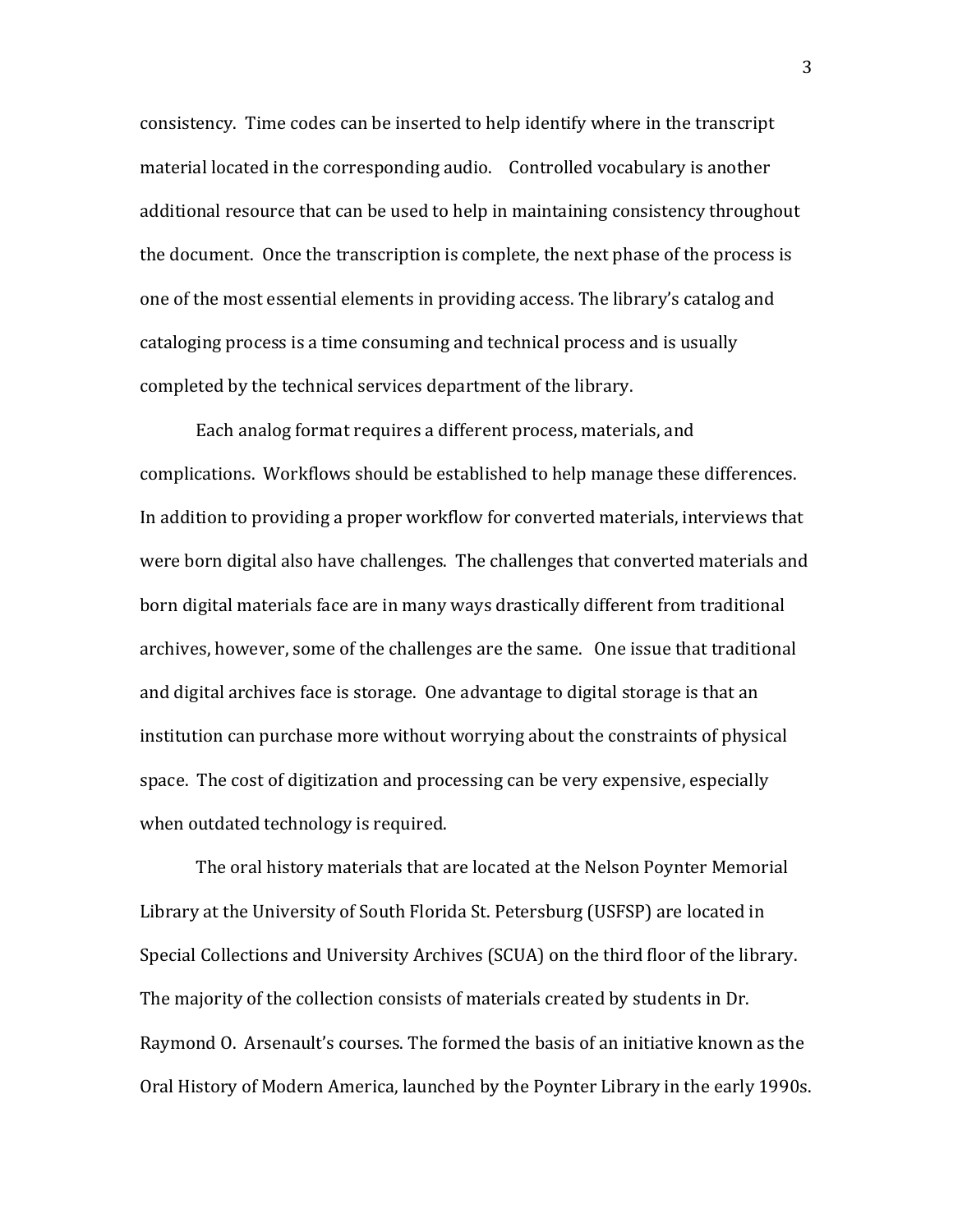consistency. Time codes can be inserted to help identify where in the transcript material located in the corresponding audio. Controlled vocabulary is another additional resource that can be used to help in maintaining consistency throughout the document. Once the transcription is complete, the next phase of the process is one of the most essential elements in providing access. The library's catalog and cataloging process is a time consuming and technical process and is usually completed by the technical services department of the library.

Each analog format requires a different process, materials, and complications. Workflows should be established to help manage these differences. In addition to providing a proper workflow for converted materials, interviews that were born digital also have challenges. The challenges that converted materials and born digital materials face are in many ways drastically different from traditional archives, however, some of the challenges are the same. One issue that traditional and digital archives face is storage. One advantage to digital storage is that an institution can purchase more without worrying about the constraints of physical space. The cost of digitization and processing can be very expensive, especially when outdated technology is required.

The oral history materials that are located at the Nelson Poynter Memorial Library at the University of South Florida St. Petersburg (USFSP) are located in Special Collections and University Archives (SCUA) on the third floor of the library. The majority of the collection consists of materials created by students in Dr. Raymond O. Arsenault's courses. The formed the basis of an initiative known as the Oral History of Modern America, launched by the Poynter Library in the early 1990s.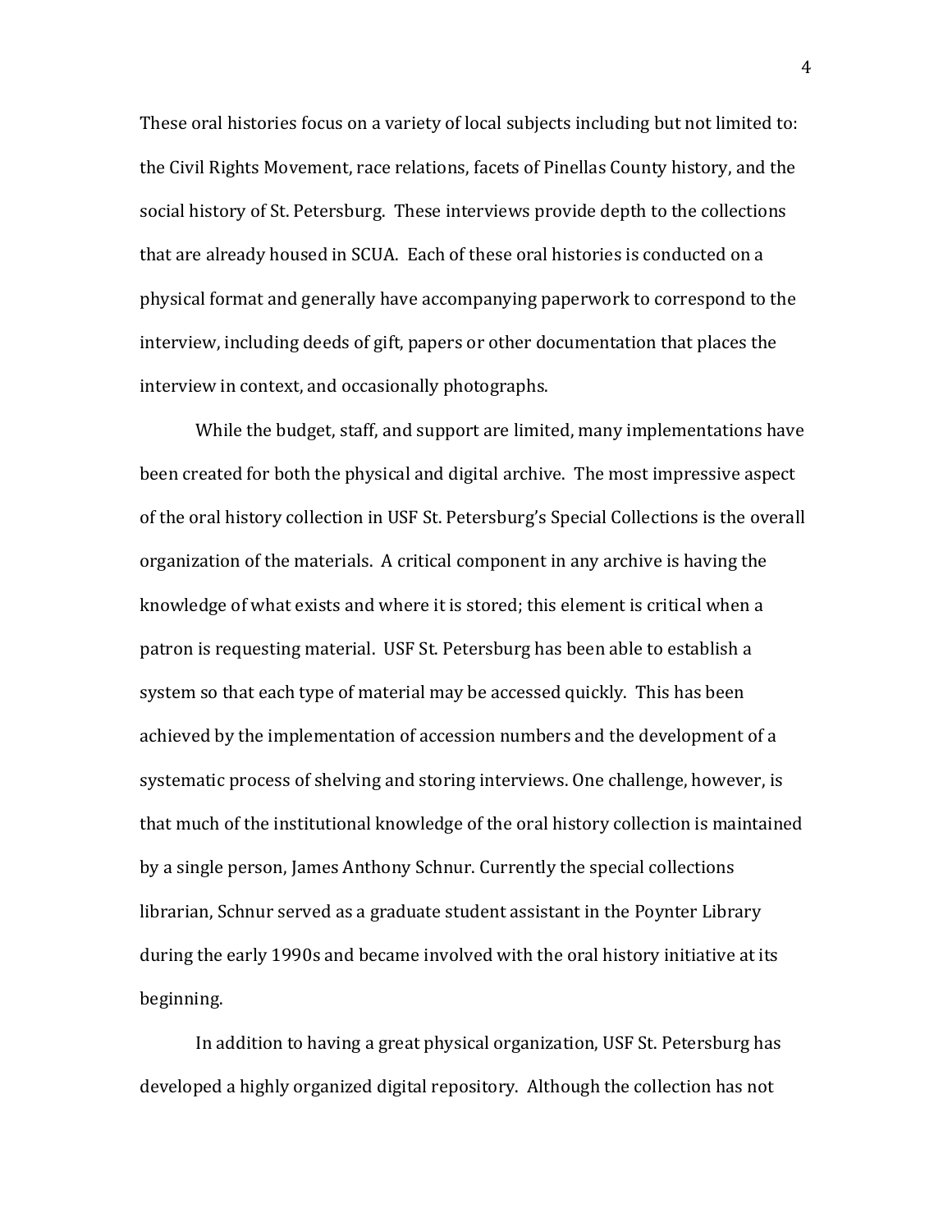These oral histories focus on a variety of local subjects including but not limited to: the Civil Rights Movement, race relations, facets of Pinellas County history, and the social history of St. Petersburg. These interviews provide depth to the collections that are already housed in SCUA. Each of these oral histories is conducted on a physical format and generally have accompanying paperwork to correspond to the interview, including deeds of gift, papers or other documentation that places the interview in context, and occasionally photographs.

While the budget, staff, and support are limited, many implementations have been created for both the physical and digital archive. The most impressive aspect of the oral history collection in USF St. Petersburg's Special Collections is the overall organization of the materials. A critical component in any archive is having the knowledge of what exists and where it is stored; this element is critical when a patron is requesting material. USF St. Petersburg has been able to establish a system so that each type of material may be accessed quickly. This has been achieved by the implementation of accession numbers and the development of a systematic process of shelving and storing interviews. One challenge, however, is that much of the institutional knowledge of the oral history collection is maintained by a single person, James Anthony Schnur. Currently the special collections librarian, Schnur served as a graduate student assistant in the Poynter Library during the early 1990s and became involved with the oral history initiative at its beginning.

In addition to having a great physical organization, USF St. Petersburg has developed a highly organized digital repository. Although the collection has not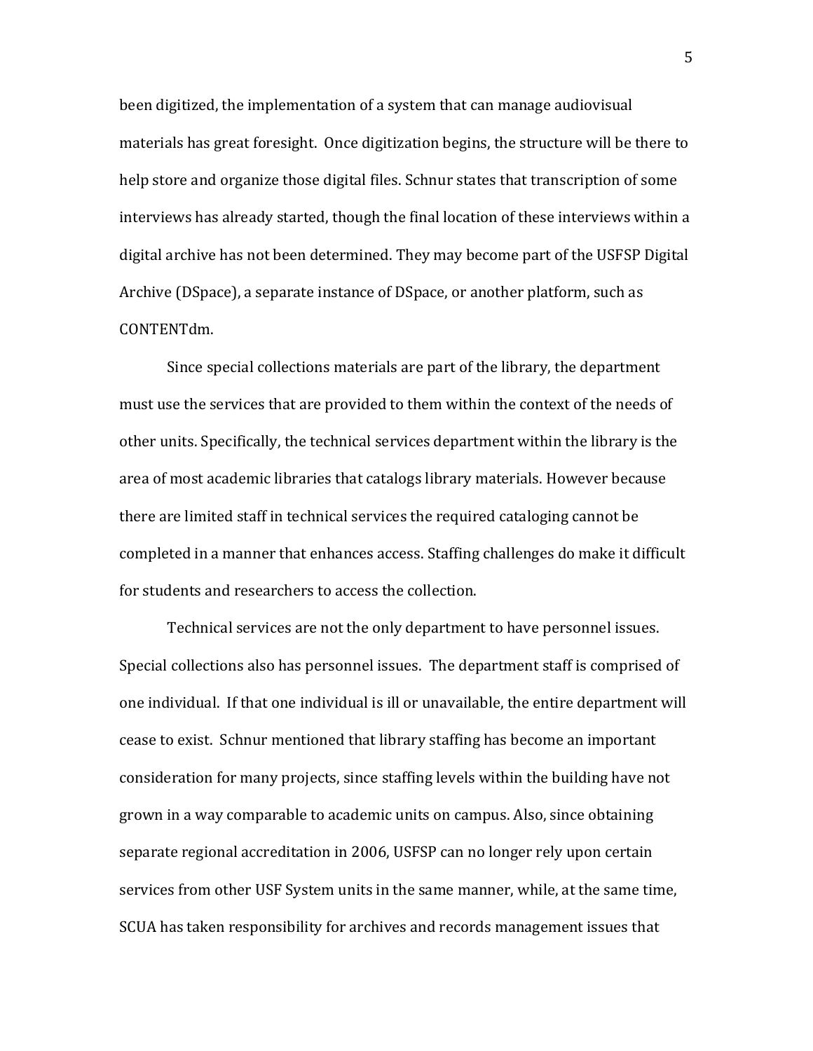been digitized, the implementation of a system that can manage audiovisual materials has great foresight.  Once digitization begins, the structure will be there to help store and organize those digital files. Schnur states that transcription of some interviews has already started, though the final location of these interviews within a digital archive has not been determined. They may become part of the USFSP Digital Archive (DSpace), a separate instance of DSpace, or another platform, such as CONTENTdm.

Since special collections materials are part of the library, the department must use the services that are provided to them within the context of the needs of other units. Specifically, the technical services department within the library is the area of most academic libraries that catalogs library materials. However because there are limited staff in technical services the required cataloging cannot be completed in a manner that enhances access. Staffing challenges do make it difficult for students and researchers to access the collection.

Technical services are not the only department to have personnel issues. Special collections also has personnel issues.  The department staff is comprised of one individual.  If that one individual is ill or unavailable, the entire department will cease to exist.  Schnur mentioned that library staffing has become an important consideration for many projects, since staffing levels within the building have not grown in a way comparable to academic units on campus. Also, since obtaining separate regional accreditation in 2006, USFSP can no longer rely upon certain services from other USF System units in the same manner, while, at the same time, SCUA has taken responsibility for archives and records management issues that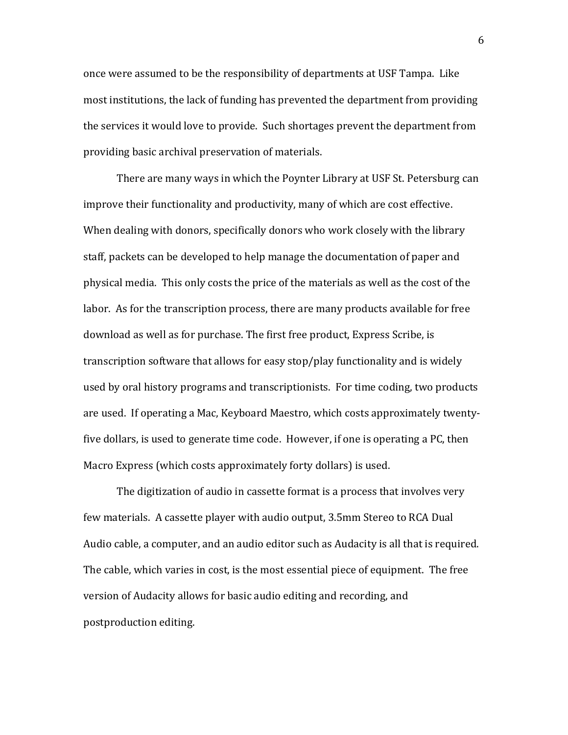once were assumed to be the responsibility of departments at USF Tampa. Like most institutions, the lack of funding has prevented the department from providing the services it would love to provide. Such shortages prevent the department from providing basic archival preservation of materials.

There are many ways in which the Poynter Library at USF St. Petersburg can improve their functionality and productivity, many of which are cost effective. When dealing with donors, specifically donors who work closely with the library staff, packets can be developed to help manage the documentation of paper and physical media. This only costs the price of the materials as well as the cost of the labor. As for the transcription process, there are many products available for free download as well as for purchase. The first free product, Express Scribe, is transcription software that allows for easy stop/play functionality and is widely used by oral history programs and transcriptionists. For time coding, two products are used. If operating a Mac, Keyboard Maestro, which costs approximately twenty-five dollars, is used to generate time code. However, if one is operating a PC, then Macro Express (which costs approximately forty dollars) is used.

The digitization of audio in cassette format is a process that involves very few materials. A cassette player with audio output, 3.5mm Stereo to RCA Dual Audio cable, a computer, and an audio editor such as Audacity is all that is required. The cable, which varies in cost, is the most essential piece of equipment. The free version of Audacity allows for basic audio editing and recording, and postproduction editing.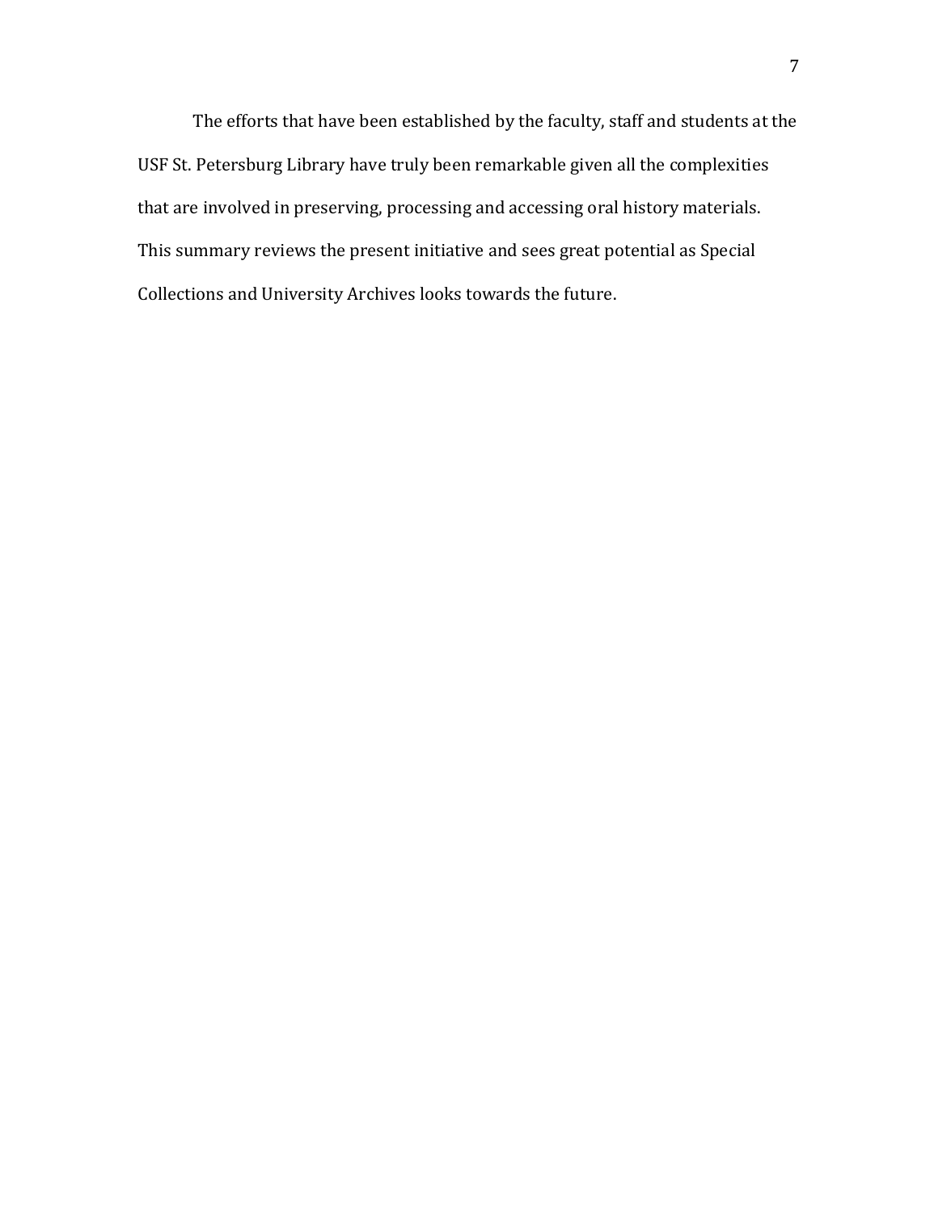The efforts that have been established by the faculty, staff and students at the USF St. Petersburg Library have truly been remarkable given all the complexities that are involved in preserving, processing and accessing oral history materials. This summary reviews the present initiative and sees great potential as Special Collections and University Archives looks towards the future.